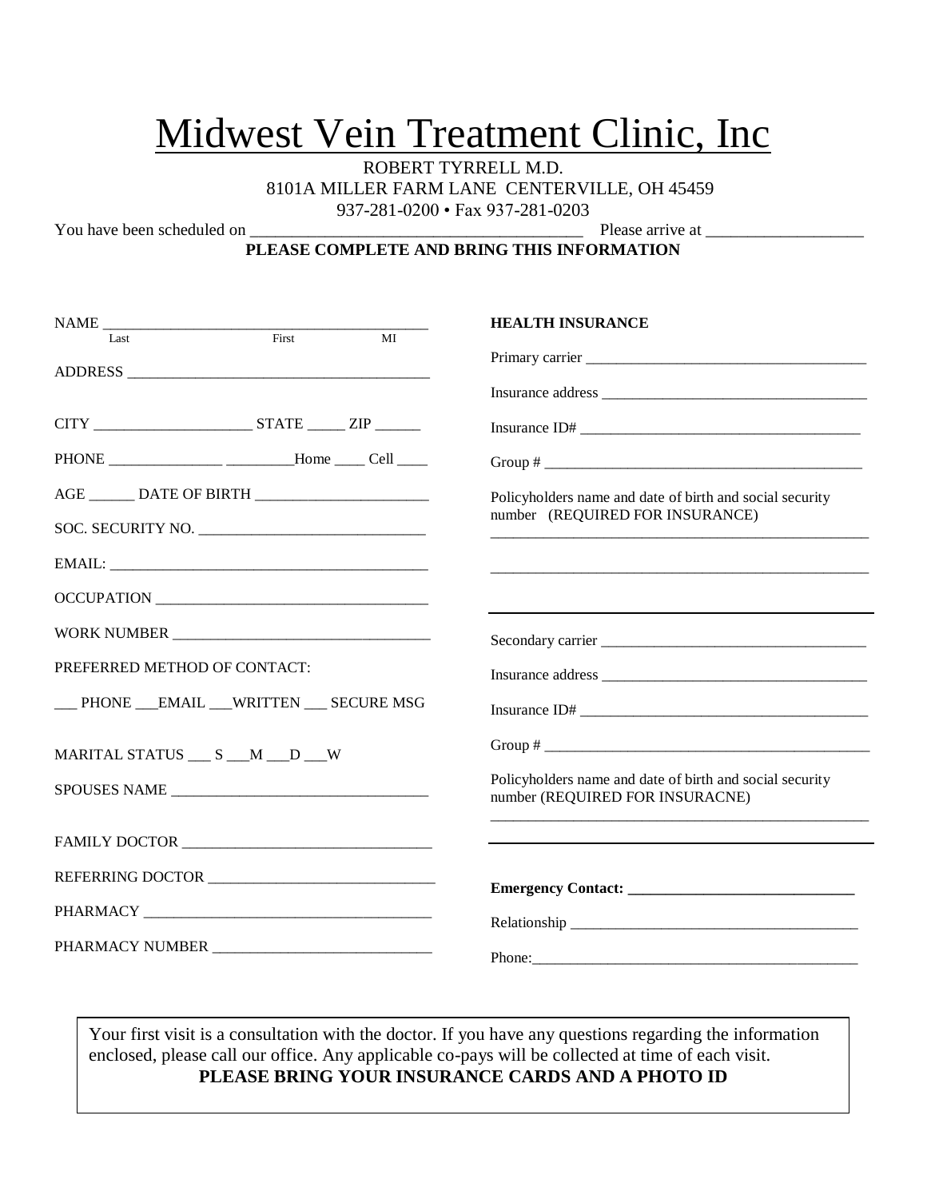# Midwest Vein Treatment Clinic, Inc

ROBERT TYRRELL M.D.
8101A MILLER FARM LANE CENTERVILLE, OH 45459
937-281-0200 • Fax 937-281-0203

You have been scheduled on ________________________________________ Please arrive at ___________________

**PLEASE COMPLETE AND BRING THIS INFORMATION**

NAME ____________________________________________
Last First MI

ADDRESS ________________________________________

CITY _____________________ STATE _____ ZIP ______

PHONE _______________ _________Home ____ Cell ____

AGE ______ DATE OF BIRTH _______________________

SOC. SECURITY NO. ______________________________

EMAIL: __________________________________________

OCCUPATION ____________________________________

WORK NUMBER __________________________________

PREFERRED METHOD OF CONTACT:

___ PHONE ___EMAIL ___WRITTEN ___ SECURE MSG

MARITAL STATUS ___ S ___M ___D ___W

SPOUSES NAME __________________________________

FAMILY DOCTOR _________________________________

REFERRING DOCTOR ______________________________

PHARMACY _____________________________________

PHARMACY NUMBER _____________________________

**HEALTH INSURANCE**

Primary carrier _____________________________________

Insurance address ___________________________________

Insurance ID# ______________________________________

Group # ___________________________________________

Policyholders name and date of birth and social security number (REQUIRED FOR INSURANCE)

____________________________________________________

____________________________________________________

Secondary carrier ___________________________________

Insurance address ___________________________________

Insurance ID# ______________________________________

Group # ___________________________________________

Policyholders name and date of birth and social security number (REQUIRED FOR INSURACNE)

____________________________________________________

**Emergency Contact: _______________________________**

Relationship _______________________________________

Phone:____________________________________________

Your first visit is a consultation with the doctor. If you have any questions regarding the information enclosed, please call our office. Any applicable co-pays will be collected at time of each visit.

**PLEASE BRING YOUR INSURANCE CARDS AND A PHOTO ID**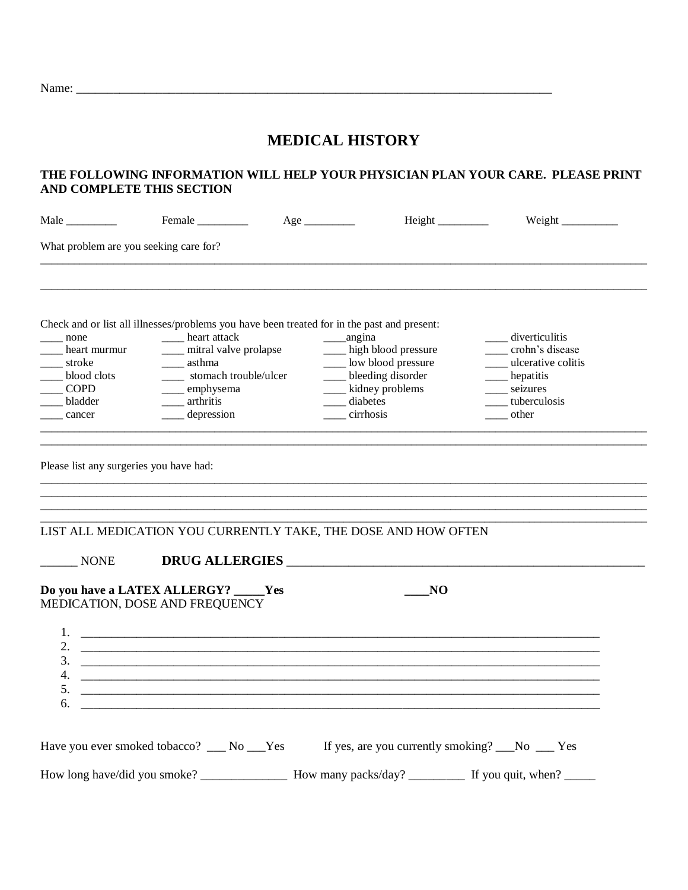Name: ________________________________________________________________________________

# MEDICAL HISTORY

**THE FOLLOWING INFORMATION WILL HELP YOUR PHYSICIAN PLAN YOUR CARE. PLEASE PRINT AND COMPLETE THIS SECTION**

Male _________ Female _________ Age _________ Height _________ Weight __________

What problem are you seeking care for?

______________________________________________________________________________________________

______________________________________________________________________________________________

Check and or list all illnesses/problems you have been treated for in the past and present:

| | | | |
|---|---|---|---|
| ____ none | ____ heart attack | ____angina | ____ diverticulitis |
| ____ heart murmur | ____ mitral valve prolapse | ____ high blood pressure | ____ crohn's disease |
| ____ stroke | ____ asthma | ____ low blood pressure | ____ ulcerative colitis |
| ____ blood clots | ____ stomach trouble/ulcer | ____ bleeding disorder | ____ hepatitis |
| ____ COPD | ____ emphysema | ____ kidney problems | ____ seizures |
| ____ bladder | ____ arthritis | ____ diabetes | ____ tuberculosis |
| ____ cancer | ____ depression | ____ cirrhosis | ____ other |

______________________________________________________________________________________________

______________________________________________________________________________________________

Please list any surgeries you have had:

______________________________________________________________________________________________

______________________________________________________________________________________________

______________________________________________________________________________________________

______________________________________________________________________________________________

LIST ALL MEDICATION YOU CURRENTLY TAKE, THE DOSE AND HOW OFTEN

______ NONE **DRUG ALLERGIES** ____________________________________________________________

**Do you have a LATEX ALLERGY? _____Yes ____NO**

MEDICATION, DOSE AND FREQUENCY

1. ________________________________________________________________________________
2. ________________________________________________________________________________
3. ________________________________________________________________________________
4. ________________________________________________________________________________
5. ________________________________________________________________________________
6. ________________________________________________________________________________

Have you ever smoked tobacco? ___ No ___Yes If yes, are you currently smoking? ___No ___ Yes

How long have/did you smoke? ______________ How many packs/day? _________ If you quit, when? _____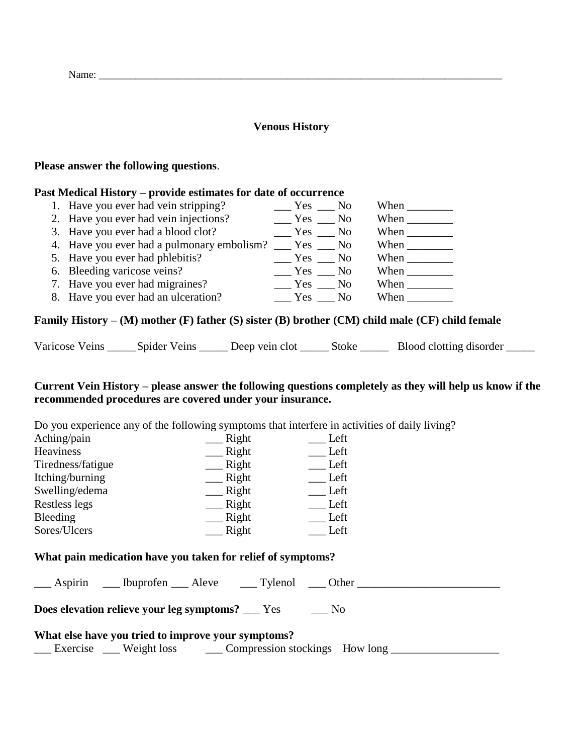Name: ___________________________________________________________________________

## Venous History

**Please answer the following questions**.

**Past Medical History – provide estimates for date of occurrence**

1. Have you ever had vein stripping? ___ Yes ___ No When ________
2. Have you ever had vein injections? ___ Yes ___ No When ________
3. Have you ever had a blood clot? ___ Yes ___ No When ________
4. Have you ever had a pulmonary embolism? ___ Yes ___ No When ________
5. Have you ever had phlebitis? ___ Yes ___ No When ________
6. Bleeding varicose veins? ___ Yes ___ No When ________
7. Have you ever had migraines? ___ Yes ___ No When ________
8. Have you ever had an ulceration? ___ Yes ___ No When ________

**Family History – (M) mother (F) father (S) sister (B) brother (CM) child male (CF) child female**

Varicose Veins _____ Spider Veins _____ Deep vein clot _____ Stoke _____ Blood clotting disorder _____

**Current Vein History – please answer the following questions completely as they will help us know if the recommended procedures are covered under your insurance.**

Do you experience any of the following symptoms that interfere in activities of daily living?

| | | |
|---|---|---|
| Aching/pain | ___ Right | ___ Left |
| Heaviness | ___ Right | ___ Left |
| Tiredness/fatigue | ___ Right | ___ Left |
| Itching/burning | ___ Right | ___ Left |
| Swelling/edema | ___ Right | ___ Left |
| Restless legs | ___ Right | ___ Left |
| Bleeding | ___ Right | ___ Left |
| Sores/Ulcers | ___ Right | ___ Left |

**What pain medication have you taken for relief of symptoms?**

___ Aspirin ___ Ibuprofen ___ Aleve ___ Tylenol ___ Other ________________________

**Does elevation relieve your leg symptoms?** ___ Yes ___ No

**What else have you tried to improve your symptoms?**

___ Exercise ___ Weight loss ___ Compression stockings How long __________________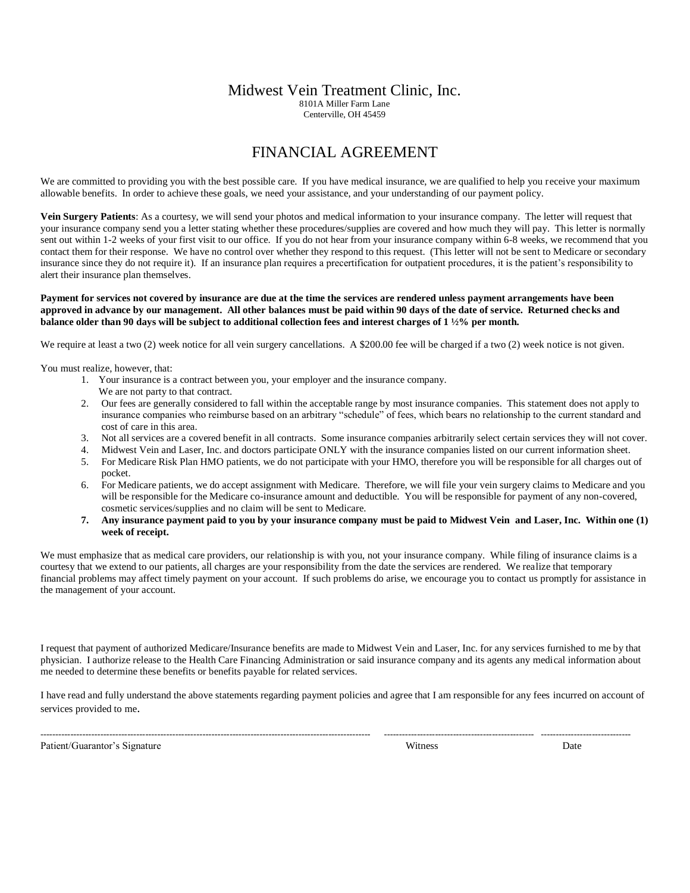# Midwest Vein Treatment Clinic, Inc.

8101A Miller Farm Lane
Centerville, OH 45459

## FINANCIAL AGREEMENT

We are committed to providing you with the best possible care. If you have medical insurance, we are qualified to help you receive your maximum allowable benefits. In order to achieve these goals, we need your assistance, and your understanding of our payment policy.

**Vein Surgery Patients**: As a courtesy, we will send your photos and medical information to your insurance company. The letter will request that your insurance company send you a letter stating whether these procedures/supplies are covered and how much they will pay. This letter is normally sent out within 1-2 weeks of your first visit to our office. If you do not hear from your insurance company within 6-8 weeks, we recommend that you contact them for their response. We have no control over whether they respond to this request. (This letter will not be sent to Medicare or secondary insurance since they do not require it). If an insurance plan requires a precertification for outpatient procedures, it is the patient's responsibility to alert their insurance plan themselves.

**Payment for services not covered by insurance are due at the time the services are rendered unless payment arrangements have been approved in advance by our management. All other balances must be paid within 90 days of the date of service. Returned checks and balance older than 90 days will be subject to additional collection fees and interest charges of 1 ½% per month.**

We require at least a two (2) week notice for all vein surgery cancellations. A $200.00 fee will be charged if a two (2) week notice is not given.

You must realize, however, that:

1. Your insurance is a contract between you, your employer and the insurance company. We are not party to that contract.
2. Our fees are generally considered to fall within the acceptable range by most insurance companies. This statement does not apply to insurance companies who reimburse based on an arbitrary "schedule" of fees, which bears no relationship to the current standard and cost of care in this area.
3. Not all services are a covered benefit in all contracts. Some insurance companies arbitrarily select certain services they will not cover.
4. Midwest Vein and Laser, Inc. and doctors participate ONLY with the insurance companies listed on our current information sheet.
5. For Medicare Risk Plan HMO patients, we do not participate with your HMO, therefore you will be responsible for all charges out of pocket.
6. For Medicare patients, we do accept assignment with Medicare. Therefore, we will file your vein surgery claims to Medicare and you will be responsible for the Medicare co-insurance amount and deductible. You will be responsible for payment of any non-covered, cosmetic services/supplies and no claim will be sent to Medicare.
7. **Any insurance payment paid to you by your insurance company must be paid to Midwest Vein and Laser, Inc. Within one (1) week of receipt.**

We must emphasize that as medical care providers, our relationship is with you, not your insurance company. While filing of insurance claims is a courtesy that we extend to our patients, all charges are your responsibility from the date the services are rendered. We realize that temporary financial problems may affect timely payment on your account. If such problems do arise, we encourage you to contact us promptly for assistance in the management of your account.

I request that payment of authorized Medicare/Insurance benefits are made to Midwest Vein and Laser, Inc. for any services furnished to me by that physician. I authorize release to the Health Care Financing Administration or said insurance company and its agents any medical information about me needed to determine these benefits or benefits payable for related services.

I have read and fully understand the above statements regarding payment policies and agree that I am responsible for any fees incurred on account of services provided to me.

---------------------------------------------------------------- ---------------------------------- ---------------------
Patient/Guarantor's Signature Witness Date